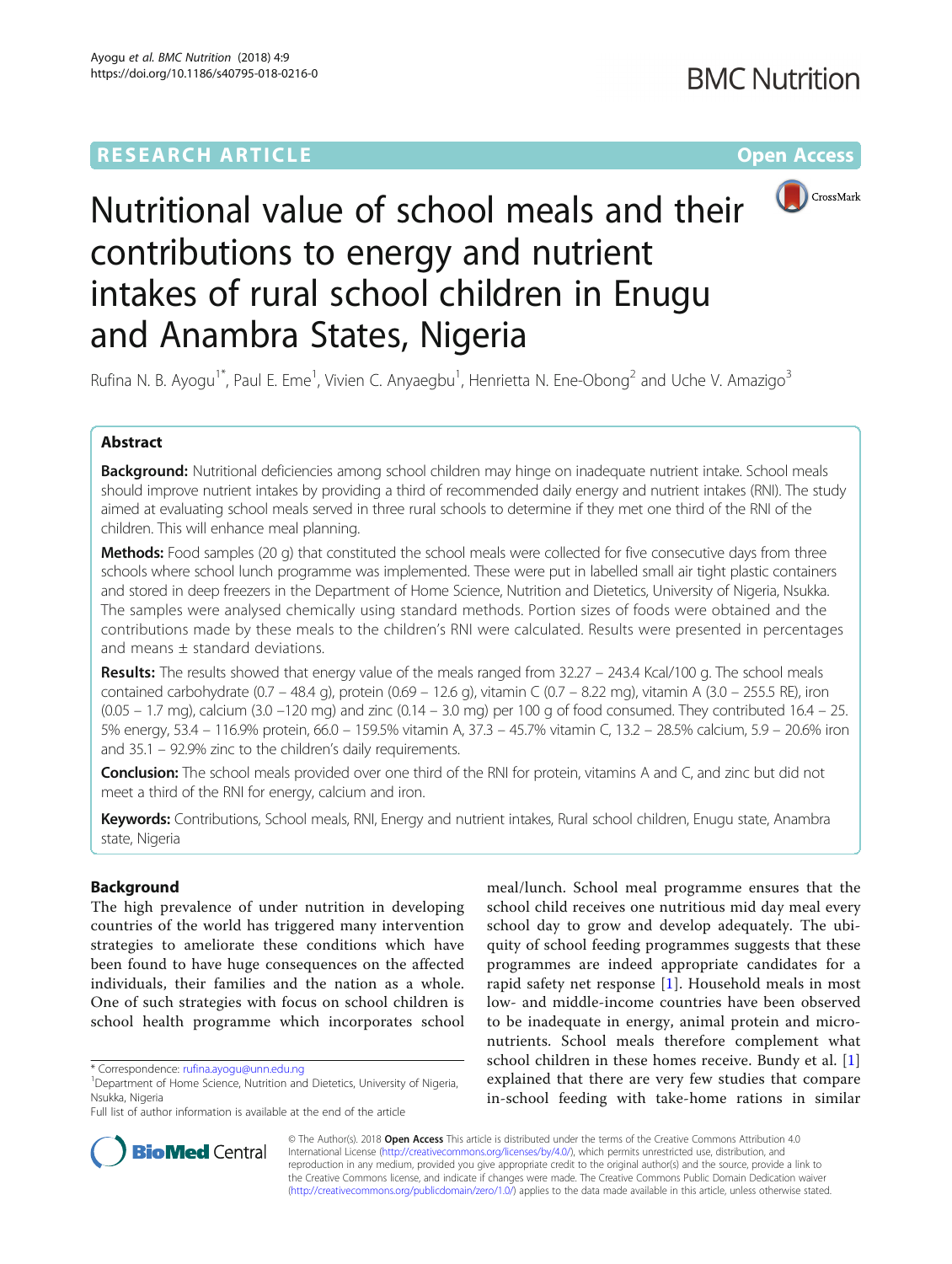RESEARCH ARTICLE

Open Access

# Nutritional value of school meals and their contributions to energy and nutrient intakes of rural school children in Enugu and Anambra States, Nigeria

Rufina N. B. Ayogu[1*], Paul E. Eme[1], Vivien C. Anyaegbu[1], Henrietta N. Ene-Obong[2] and Uche V. Amazigo[3]

## Abstract

**Background:** Nutritional deficiencies among school children may hinge on inadequate nutrient intake. School meals should improve nutrient intakes by providing a third of recommended daily energy and nutrient intakes (RNI). The study aimed at evaluating school meals served in three rural schools to determine if they met one third of the RNI of the children. This will enhance meal planning.

**Methods:** Food samples (20 g) that constituted the school meals were collected for five consecutive days from three schools where school lunch programme was implemented. These were put in labelled small air tight plastic containers and stored in deep freezers in the Department of Home Science, Nutrition and Dietetics, University of Nigeria, Nsukka. The samples were analysed chemically using standard methods. Portion sizes of foods were obtained and the contributions made by these meals to the children's RNI were calculated. Results were presented in percentages and means ± standard deviations.

**Results:** The results showed that energy value of the meals ranged from 32.27 – 243.4 Kcal/100 g. The school meals contained carbohydrate (0.7 – 48.4 g), protein (0.69 – 12.6 g), vitamin C (0.7 – 8.22 mg), vitamin A (3.0 – 255.5 RE), iron (0.05 – 1.7 mg), calcium (3.0 –120 mg) and zinc (0.14 – 3.0 mg) per 100 g of food consumed. They contributed 16.4 – 25.5% energy, 53.4 – 116.9% protein, 66.0 – 159.5% vitamin A, 37.3 – 45.7% vitamin C, 13.2 – 28.5% calcium, 5.9 – 20.6% iron and 35.1 – 92.9% zinc to the children's daily requirements.

**Conclusion:** The school meals provided over one third of the RNI for protein, vitamins A and C, and zinc but did not meet a third of the RNI for energy, calcium and iron.

**Keywords:** Contributions, School meals, RNI, Energy and nutrient intakes, Rural school children, Enugu state, Anambra state, Nigeria

## Background

The high prevalence of under nutrition in developing countries of the world has triggered many intervention strategies to ameliorate these conditions which have been found to have huge consequences on the affected individuals, their families and the nation as a whole. One of such strategies with focus on school children is school health programme which incorporates school meal/lunch. School meal programme ensures that the school child receives one nutritious mid day meal every school day to grow and develop adequately. The ubiquity of school feeding programmes suggests that these programmes are indeed appropriate candidates for a rapid safety net response [1]. Household meals in most low- and middle-income countries have been observed to be inadequate in energy, animal protein and micronutrients. School meals therefore complement what school children in these homes receive. Bundy et al. [1] explained that there are very few studies that compare in-school feeding with take-home rations in similar

* Correspondence: rufina.ayogu@unn.edu.ng
[1]Department of Home Science, Nutrition and Dietetics, University of Nigeria, Nsukka, Nigeria
Full list of author information is available at the end of the article

© The Author(s). 2018 **Open Access** This article is distributed under the terms of the Creative Commons Attribution 4.0 International License (http://creativecommons.org/licenses/by/4.0/), which permits unrestricted use, distribution, and reproduction in any medium, provided you give appropriate credit to the original author(s) and the source, provide a link to the Creative Commons license, and indicate if changes were made. The Creative Commons Public Domain Dedication waiver (http://creativecommons.org/publicdomain/zero/1.0/) applies to the data made available in this article, unless otherwise stated.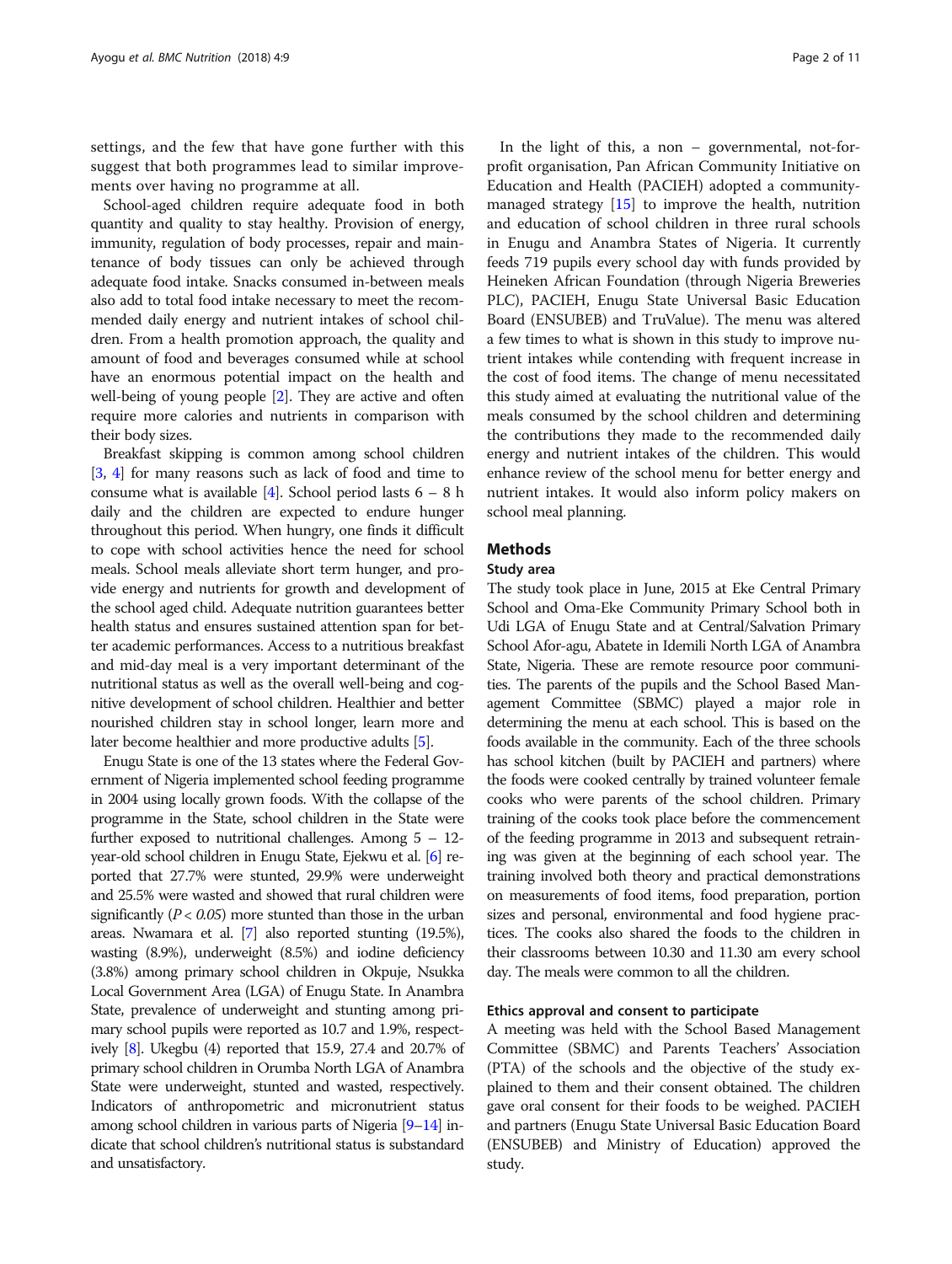settings, and the few that have gone further with this suggest that both programmes lead to similar improvements over having no programme at all.

School-aged children require adequate food in both quantity and quality to stay healthy. Provision of energy, immunity, regulation of body processes, repair and maintenance of body tissues can only be achieved through adequate food intake. Snacks consumed in-between meals also add to total food intake necessary to meet the recommended daily energy and nutrient intakes of school children. From a health promotion approach, the quality and amount of food and beverages consumed while at school have an enormous potential impact on the health and well-being of young people [2]. They are active and often require more calories and nutrients in comparison with their body sizes.

Breakfast skipping is common among school children [3, 4] for many reasons such as lack of food and time to consume what is available [4]. School period lasts 6 – 8 h daily and the children are expected to endure hunger throughout this period. When hungry, one finds it difficult to cope with school activities hence the need for school meals. School meals alleviate short term hunger, and provide energy and nutrients for growth and development of the school aged child. Adequate nutrition guarantees better health status and ensures sustained attention span for better academic performances. Access to a nutritious breakfast and mid-day meal is a very important determinant of the nutritional status as well as the overall well-being and cognitive development of school children. Healthier and better nourished children stay in school longer, learn more and later become healthier and more productive adults [5].

Enugu State is one of the 13 states where the Federal Government of Nigeria implemented school feeding programme in 2004 using locally grown foods. With the collapse of the programme in the State, school children in the State were further exposed to nutritional challenges. Among 5 – 12-year-old school children in Enugu State, Ejekwu et al. [6] reported that 27.7% were stunted, 29.9% were underweight and 25.5% were wasted and showed that rural children were significantly ($P < 0.05$) more stunted than those in the urban areas. Nwamara et al. [7] also reported stunting (19.5%), wasting (8.9%), underweight (8.5%) and iodine deficiency (3.8%) among primary school children in Okpuje, Nsukka Local Government Area (LGA) of Enugu State. In Anambra State, prevalence of underweight and stunting among primary school pupils were reported as 10.7 and 1.9%, respectively [8]. Ukegbu (4) reported that 15.9, 27.4 and 20.7% of primary school children in Orumba North LGA of Anambra State were underweight, stunted and wasted, respectively. Indicators of anthropometric and micronutrient status among school children in various parts of Nigeria [9–14] indicate that school children's nutritional status is substandard and unsatisfactory.

In the light of this, a non – governmental, not-for-profit organisation, Pan African Community Initiative on Education and Health (PACIEH) adopted a community-managed strategy [15] to improve the health, nutrition and education of school children in three rural schools in Enugu and Anambra States of Nigeria. It currently feeds 719 pupils every school day with funds provided by Heineken African Foundation (through Nigeria Breweries PLC), PACIEH, Enugu State Universal Basic Education Board (ENSUBEB) and TruValue). The menu was altered a few times to what is shown in this study to improve nutrient intakes while contending with frequent increase in the cost of food items. The change of menu necessitated this study aimed at evaluating the nutritional value of the meals consumed by the school children and determining the contributions they made to the recommended daily energy and nutrient intakes of the children. This would enhance review of the school menu for better energy and nutrient intakes. It would also inform policy makers on school meal planning.

## Methods

### Study area

The study took place in June, 2015 at Eke Central Primary School and Oma-Eke Community Primary School both in Udi LGA of Enugu State and at Central/Salvation Primary School Afor-agu, Abatete in Idemili North LGA of Anambra State, Nigeria. These are remote resource poor communities. The parents of the pupils and the School Based Management Committee (SBMC) played a major role in determining the menu at each school. This is based on the foods available in the community. Each of the three schools has school kitchen (built by PACIEH and partners) where the foods were cooked centrally by trained volunteer female cooks who were parents of the school children. Primary training of the cooks took place before the commencement of the feeding programme in 2013 and subsequent retraining was given at the beginning of each school year. The training involved both theory and practical demonstrations on measurements of food items, food preparation, portion sizes and personal, environmental and food hygiene practices. The cooks also shared the foods to the children in their classrooms between 10.30 and 11.30 am every school day. The meals were common to all the children.

### Ethics approval and consent to participate

A meeting was held with the School Based Management Committee (SBMC) and Parents Teachers' Association (PTA) of the schools and the objective of the study explained to them and their consent obtained. The children gave oral consent for their foods to be weighed. PACIEH and partners (Enugu State Universal Basic Education Board (ENSUBEB) and Ministry of Education) approved the study.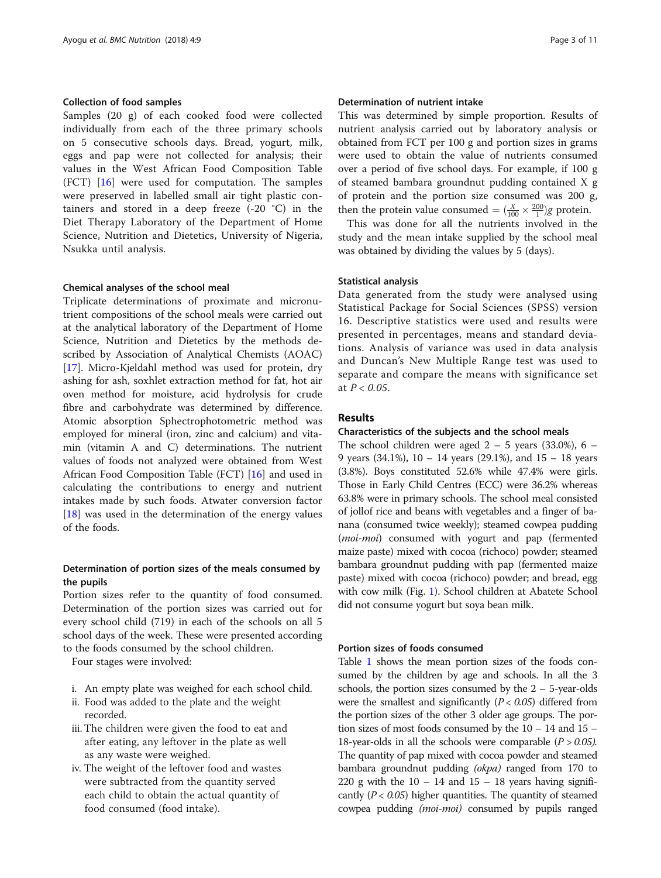### Collection of food samples

Samples (20 g) of each cooked food were collected individually from each of the three primary schools on 5 consecutive schools days. Bread, yogurt, milk, eggs and pap were not collected for analysis; their values in the West African Food Composition Table (FCT) [16] were used for computation. The samples were preserved in labelled small air tight plastic containers and stored in a deep freeze (-20 °C) in the Diet Therapy Laboratory of the Department of Home Science, Nutrition and Dietetics, University of Nigeria, Nsukka until analysis.

### Chemical analyses of the school meal

Triplicate determinations of proximate and micronutrient compositions of the school meals were carried out at the analytical laboratory of the Department of Home Science, Nutrition and Dietetics by the methods described by Association of Analytical Chemists (AOAC) [17]. Micro-Kjeldahl method was used for protein, dry ashing for ash, soxhlet extraction method for fat, hot air oven method for moisture, acid hydrolysis for crude fibre and carbohydrate was determined by difference. Atomic absorption Sphectrophotometric method was employed for mineral (iron, zinc and calcium) and vitamin (vitamin A and C) determinations. The nutrient values of foods not analyzed were obtained from West African Food Composition Table (FCT) [16] and used in calculating the contributions to energy and nutrient intakes made by such foods. Atwater conversion factor [18] was used in the determination of the energy values of the foods.

### Determination of portion sizes of the meals consumed by the pupils

Portion sizes refer to the quantity of food consumed. Determination of the portion sizes was carried out for every school child (719) in each of the schools on all 5 school days of the week. These were presented according to the foods consumed by the school children.

Four stages were involved:

i. An empty plate was weighed for each school child.
ii. Food was added to the plate and the weight recorded.
iii. The children were given the food to eat and after eating, any leftover in the plate as well as any waste were weighed.
iv. The weight of the leftover food and wastes were subtracted from the quantity served each child to obtain the actual quantity of food consumed (food intake).

### Determination of nutrient intake

This was determined by simple proportion. Results of nutrient analysis carried out by laboratory analysis or obtained from FCT per 100 g and portion sizes in grams were used to obtain the value of nutrients consumed over a period of five school days. For example, if 100 g of steamed bambara groundnut pudding contained X g of protein and the portion size consumed was 200 g, then the protein value consumed $= \left(\frac{X}{100} \times \frac{200}{1}\right) g$ protein.

This was done for all the nutrients involved in the study and the mean intake supplied by the school meal was obtained by dividing the values by 5 (days).

### Statistical analysis

Data generated from the study were analysed using Statistical Package for Social Sciences (SPSS) version 16. Descriptive statistics were used and results were presented in percentages, means and standard deviations. Analysis of variance was used in data analysis and Duncan's New Multiple Range test was used to separate and compare the means with significance set at $P < 0.05$.

## Results

### Characteristics of the subjects and the school meals

The school children were aged 2 – 5 years (33.0%), 6 – 9 years (34.1%), 10 – 14 years (29.1%), and 15 – 18 years (3.8%). Boys constituted 52.6% while 47.4% were girls. Those in Early Child Centres (ECC) were 36.2% whereas 63.8% were in primary schools. The school meal consisted of jollof rice and beans with vegetables and a finger of banana (consumed twice weekly); steamed cowpea pudding (*moi-moi*) consumed with yogurt and pap (fermented maize paste) mixed with cocoa (richoco) powder; steamed bambara groundnut pudding with pap (fermented maize paste) mixed with cocoa (richoco) powder; and bread, egg with cow milk (Fig. 1). School children at Abatete School did not consume yogurt but soya bean milk.

### Portion sizes of foods consumed

Table 1 shows the mean portion sizes of the foods consumed by the children by age and schools. In all the 3 schools, the portion sizes consumed by the 2 – 5-year-olds were the smallest and significantly ($P < 0.05$) differed from the portion sizes of the other 3 older age groups. The portion sizes of most foods consumed by the 10 – 14 and 15 – 18-year-olds in all the schools were comparable ($P > 0.05$). The quantity of pap mixed with cocoa powder and steamed bambara groundnut pudding *(okpa)* ranged from 170 to 220 g with the 10 – 14 and 15 – 18 years having significantly ($P < 0.05$) higher quantities. The quantity of steamed cowpea pudding *(moi-moi)* consumed by pupils ranged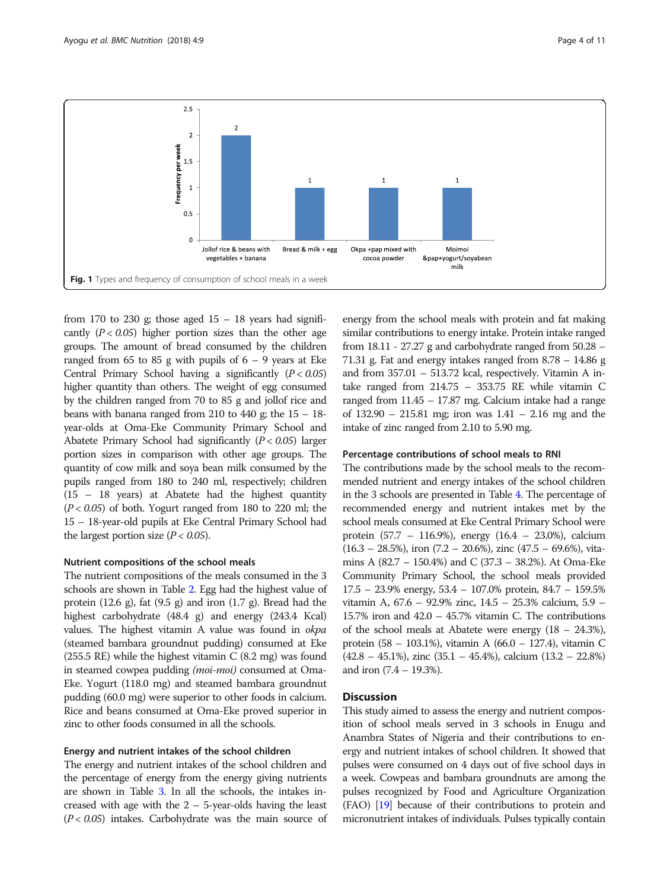Fig. 1 Types and frequency of consumption of school meals in a week

from 170 to 230 g; those aged 15 – 18 years had significantly ($P < 0.05$) higher portion sizes than the other age groups. The amount of bread consumed by the children ranged from 65 to 85 g with pupils of 6 – 9 years at Eke Central Primary School having a significantly ($P < 0.05$) higher quantity than others. The weight of egg consumed by the children ranged from 70 to 85 g and jollof rice and beans with banana ranged from 210 to 440 g; the 15 – 18-year-olds at Oma-Eke Community Primary School and Abatete Primary School had significantly ($P < 0.05$) larger portion sizes in comparison with other age groups. The quantity of cow milk and soya bean milk consumed by the pupils ranged from 180 to 240 ml, respectively; children (15 – 18 years) at Abatete had the highest quantity ($P < 0.05$) of both. Yogurt ranged from 180 to 220 ml; the 15 – 18-year-old pupils at Eke Central Primary School had the largest portion size ($P < 0.05$).

### Nutrient compositions of the school meals

The nutrient compositions of the meals consumed in the 3 schools are shown in Table 2. Egg had the highest value of protein (12.6 g), fat (9.5 g) and iron (1.7 g). Bread had the highest carbohydrate (48.4 g) and energy (243.4 Kcal) values. The highest vitamin A value was found in *okpa* (steamed bambara groundnut pudding) consumed at Eke (255.5 RE) while the highest vitamin C (8.2 mg) was found in steamed cowpea pudding *(moi-moi)* consumed at Oma-Eke. Yogurt (118.0 mg) and steamed bambara groundnut pudding (60.0 mg) were superior to other foods in calcium. Rice and beans consumed at Oma-Eke proved superior in zinc to other foods consumed in all the schools.

### Energy and nutrient intakes of the school children

The energy and nutrient intakes of the school children and the percentage of energy from the energy giving nutrients are shown in Table 3. In all the schools, the intakes increased with age with the 2 – 5-year-olds having the least ($P < 0.05$) intakes. Carbohydrate was the main source of energy from the school meals with protein and fat making similar contributions to energy intake. Protein intake ranged from 18.11 - 27.27 g and carbohydrate ranged from 50.28 – 71.31 g. Fat and energy intakes ranged from 8.78 – 14.86 g and from 357.01 – 513.72 kcal, respectively. Vitamin A intake ranged from 214.75 – 353.75 RE while vitamin C ranged from 11.45 – 17.87 mg. Calcium intake had a range of 132.90 – 215.81 mg; iron was 1.41 – 2.16 mg and the intake of zinc ranged from 2.10 to 5.90 mg.

### Percentage contributions of school meals to RNI

The contributions made by the school meals to the recommended nutrient and energy intakes of the school children in the 3 schools are presented in Table 4. The percentage of recommended energy and nutrient intakes met by the school meals consumed at Eke Central Primary School were protein (57.7 – 116.9%), energy (16.4 – 23.0%), calcium (16.3 – 28.5%), iron (7.2 – 20.6%), zinc (47.5 – 69.6%), vitamins A (82.7 – 150.4%) and C (37.3 – 38.2%). At Oma-Eke Community Primary School, the school meals provided 17.5 – 23.9% energy, 53.4 – 107.0% protein, 84.7 – 159.5% vitamin A, 67.6 – 92.9% zinc, 14.5 – 25.3% calcium, 5.9 – 15.7% iron and 42.0 – 45.7% vitamin C. The contributions of the school meals at Abatete were energy (18 – 24.3%), protein (58 – 103.1%), vitamin A (66.0 – 127.4), vitamin C (42.8 – 45.1%), zinc (35.1 – 45.4%), calcium (13.2 – 22.8%) and iron (7.4 – 19.3%).

## Discussion

This study aimed to assess the energy and nutrient composition of school meals served in 3 schools in Enugu and Anambra States of Nigeria and their contributions to energy and nutrient intakes of school children. It showed that pulses were consumed on 4 days out of five school days in a week. Cowpeas and bambara groundnuts are among the pulses recognized by Food and Agriculture Organization (FAO) [19] because of their contributions to protein and micronutrient intakes of individuals. Pulses typically contain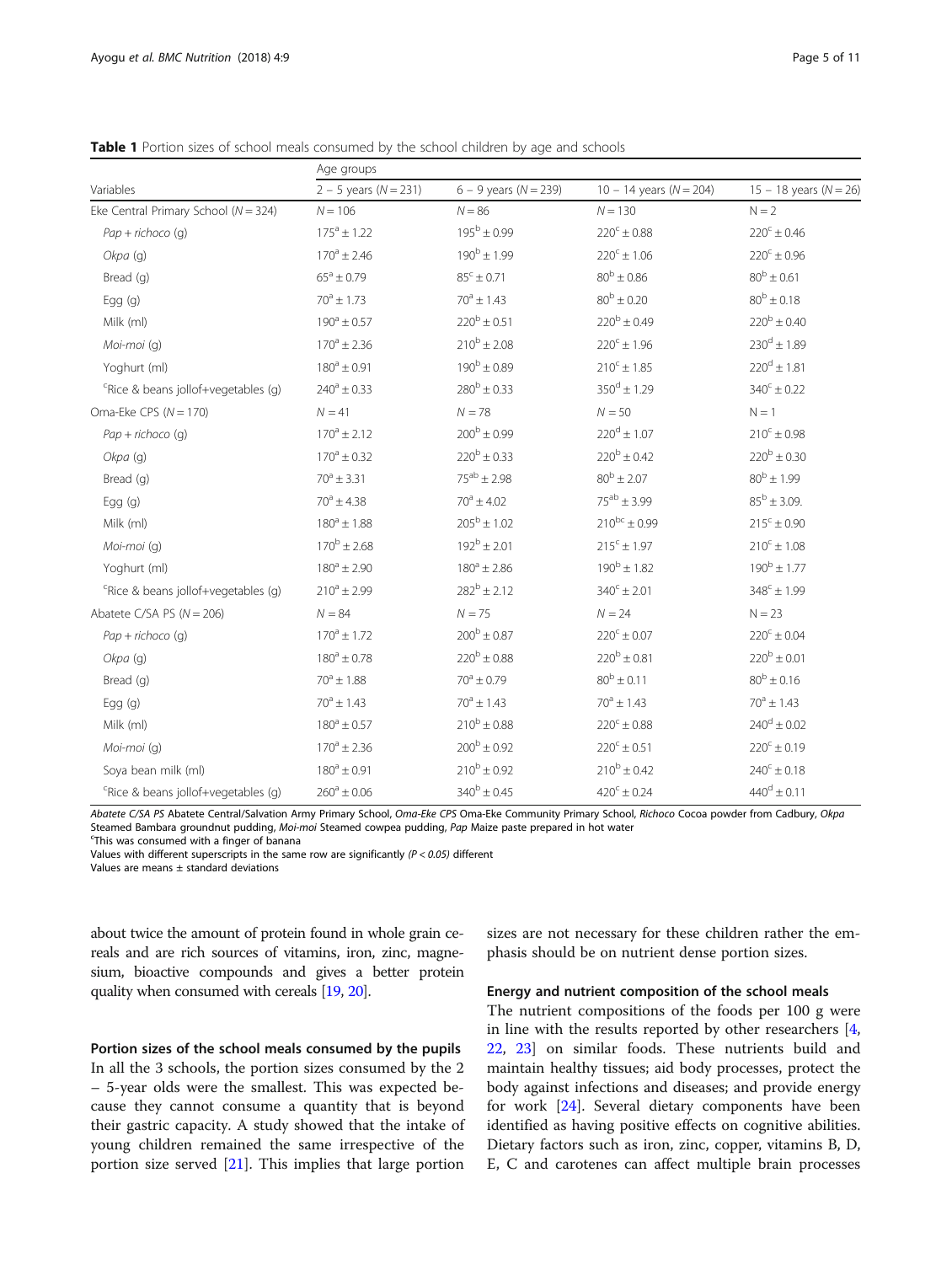**Table 1** Portion sizes of school meals consumed by the school children by age and schools

| Variables | Age groups | | | |
|---|---|---|---|---|
| | 2 – 5 years (*N* = 231) | 6 – 9 years (*N* = 239) | 10 – 14 years (*N* = 204) | 15 – 18 years (*N* = 26) |
| Eke Central Primary School (*N* = 324) | *N* = 106 | *N* = 86 | *N* = 130 | N = 2 |
| *Pap + richoco* (g) | $175^{a} \pm 1.22$ | $195^{b} \pm 0.99$ | $220^{c} \pm 0.88$ | $220^{c} \pm 0.46$ |
| *Okpa* (g) | $170^{a} \pm 2.46$ | $190^{b} \pm 1.99$ | $220^{c} \pm 1.06$ | $220^{c} \pm 0.96$ |
| Bread (g) | $65^{a} \pm 0.79$ | $85^{c} \pm 0.71$ | $80^{b} \pm 0.86$ | $80^{b} \pm 0.61$ |
| Egg (g) | $70^{a} \pm 1.73$ | $70^{a} \pm 1.43$ | $80^{b} \pm 0.20$ | $80^{b} \pm 0.18$ |
| Milk (ml) | $190^{a} \pm 0.57$ | $220^{b} \pm 0.51$ | $220^{b} \pm 0.49$ | $220^{b} \pm 0.40$ |
| *Moi-moi* (g) | $170^{a} \pm 2.36$ | $210^{b} \pm 2.08$ | $220^{c} \pm 1.96$ | $230^{d} \pm 1.89$ |
| Yoghurt (ml) | $180^{a} \pm 0.91$ | $190^{b} \pm 0.89$ | $210^{c} \pm 1.85$ | $220^{d} \pm 1.81$ |
| [c]Rice & beans jollof+vegetables (g) | $240^{a} \pm 0.33$ | $280^{b} \pm 0.33$ | $350^{d} \pm 1.29$ | $340^{c} \pm 0.22$ |
| Oma-Eke CPS (*N* = 170) | *N* = 41 | *N* = 78 | *N* = 50 | N = 1 |
| *Pap + richoco* (g) | $170^{a} \pm 2.12$ | $200^{b} \pm 0.99$ | $220^{d} \pm 1.07$ | $210^{c} \pm 0.98$ |
| *Okpa* (g) | $170^{a} \pm 0.32$ | $220^{b} \pm 0.33$ | $220^{b} \pm 0.42$ | $220^{b} \pm 0.30$ |
| Bread (g) | $70^{a} \pm 3.31$ | $75^{ab} \pm 2.98$ | $80^{b} \pm 2.07$ | $80^{b} \pm 1.99$ |
| Egg (g) | $70^{a} \pm 4.38$ | $70^{a} \pm 4.02$ | $75^{ab} \pm 3.99$ | $85^{b} \pm 3.09.$ |
| Milk (ml) | $180^{a} \pm 1.88$ | $205^{b} \pm 1.02$ | $210^{bc} \pm 0.99$ | $215^{c} \pm 0.90$ |
| *Moi-moi* (g) | $170^{b} \pm 2.68$ | $192^{b} \pm 2.01$ | $215^{c} \pm 1.97$ | $210^{c} \pm 1.08$ |
| Yoghurt (ml) | $180^{a} \pm 2.90$ | $180^{a} \pm 2.86$ | $190^{b} \pm 1.82$ | $190^{b} \pm 1.77$ |
| [c]Rice & beans jollof+vegetables (g) | $210^{a} \pm 2.99$ | $282^{b} \pm 2.12$ | $340^{c} \pm 2.01$ | $348^{c} \pm 1.99$ |
| Abatete C/SA PS (*N* = 206) | *N* = 84 | *N* = 75 | *N* = 24 | N = 23 |
| *Pap + richoco* (g) | $170^{a} \pm 1.72$ | $200^{b} \pm 0.87$ | $220^{c} \pm 0.07$ | $220^{c} \pm 0.04$ |
| *Okpa* (g) | $180^{a} \pm 0.78$ | $220^{b} \pm 0.88$ | $220^{b} \pm 0.81$ | $220^{b} \pm 0.01$ |
| Bread (g) | $70^{a} \pm 1.88$ | $70^{a} \pm 0.79$ | $80^{b} \pm 0.11$ | $80^{b} \pm 0.16$ |
| Egg (g) | $70^{a} \pm 1.43$ | $70^{a} \pm 1.43$ | $70^{a} \pm 1.43$ | $70^{a} \pm 1.43$ |
| Milk (ml) | $180^{a} \pm 0.57$ | $210^{b} \pm 0.88$ | $220^{c} \pm 0.88$ | $240^{d} \pm 0.02$ |
| *Moi-moi* (g) | $170^{a} \pm 2.36$ | $200^{b} \pm 0.92$ | $220^{c} \pm 0.51$ | $220^{c} \pm 0.19$ |
| Soya bean milk (ml) | $180^{a} \pm 0.91$ | $210^{b} \pm 0.92$ | $210^{b} \pm 0.42$ | $240^{c} \pm 0.18$ |
| [c]Rice & beans jollof+vegetables (g) | $260^{a} \pm 0.06$ | $340^{b} \pm 0.45$ | $420^{c} \pm 0.24$ | $440^{d} \pm 0.11$ |

*Abatete C/SA PS* Abatete Central/Salvation Army Primary School, *Oma-Eke CPS* Oma-Eke Community Primary School, *Richoco* Cocoa powder from Cadbury, *Okpa* Steamed Bambara groundnut pudding, *Moi-moi* Steamed cowpea pudding, *Pap* Maize paste prepared in hot water

[c]This was consumed with a finger of banana

Values with different superscripts in the same row are significantly ($P < 0.05$) different

Values are means ± standard deviations

about twice the amount of protein found in whole grain cereals and are rich sources of vitamins, iron, zinc, magnesium, bioactive compounds and gives a better protein quality when consumed with cereals [19, 20].

### Portion sizes of the school meals consumed by the pupils

In all the 3 schools, the portion sizes consumed by the 2 – 5-year olds were the smallest. This was expected because they cannot consume a quantity that is beyond their gastric capacity. A study showed that the intake of young children remained the same irrespective of the portion size served [21]. This implies that large portion sizes are not necessary for these children rather the emphasis should be on nutrient dense portion sizes.

### Energy and nutrient composition of the school meals

The nutrient compositions of the foods per 100 g were in line with the results reported by other researchers [4, 22, 23] on similar foods. These nutrients build and maintain healthy tissues; aid body processes, protect the body against infections and diseases; and provide energy for work [24]. Several dietary components have been identified as having positive effects on cognitive abilities. Dietary factors such as iron, zinc, copper, vitamins B, D, E, C and carotenes can affect multiple brain processes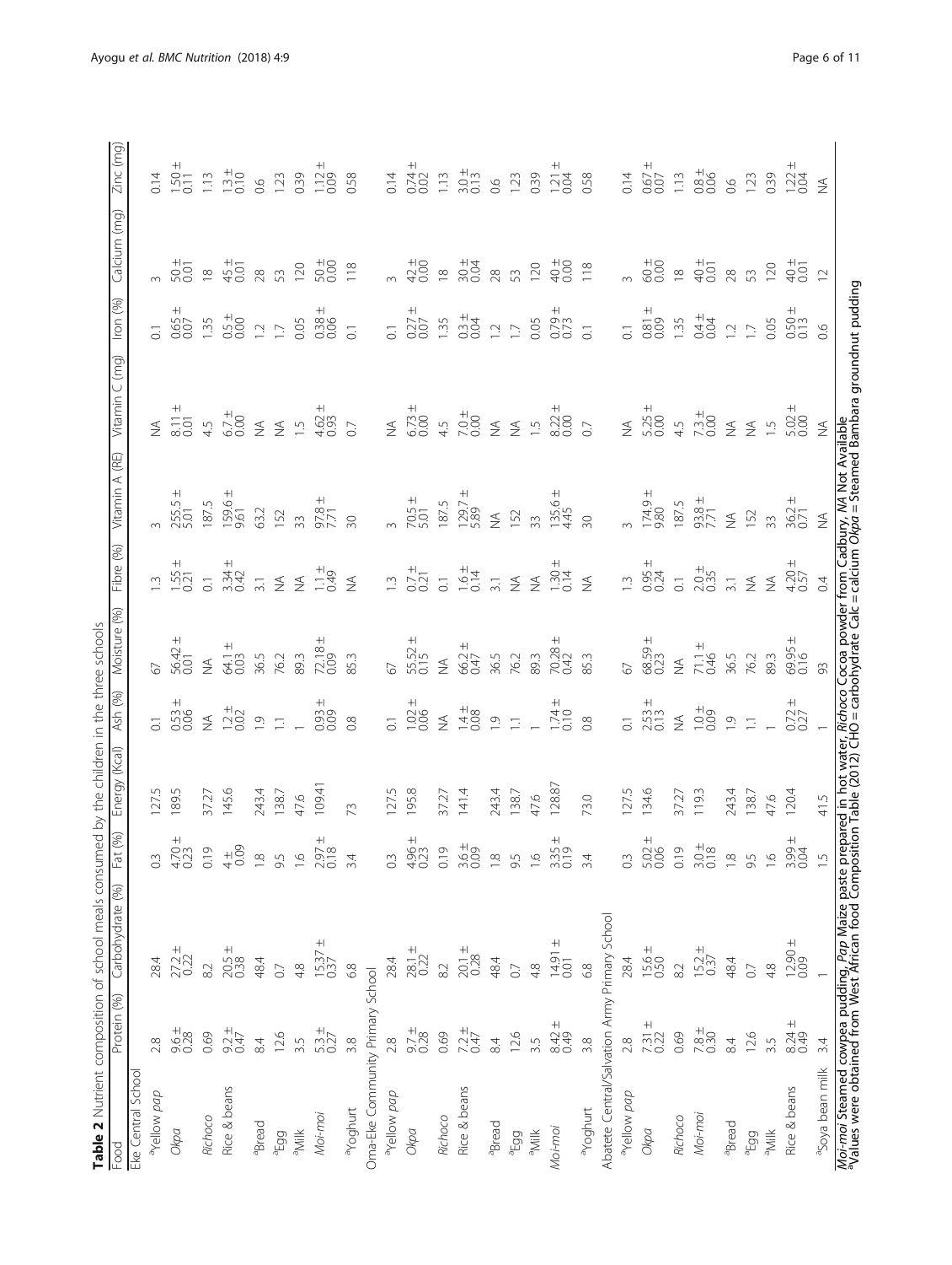**Table 2** Nutrient composition of school meals consumed by the children in the three schools

| Food | Protein (%) | Carbohydrate (%) | Fat (%) | Energy (Kcal) | Ash (%) | Moisture (%) | Fibre (%) | Vitamin A (RE) | Vitamin C (mg) | Iron (%) | Calcium (mg) | Zinc (mg) |
|---|---|---|---|---|---|---|---|---|---|---|---|---|
| Eke Central School | | | | | | | | | | | | |
| [a]Yellow *pap* | 2.8 | 28.4 | 0.3 | 127.5 | 0.1 | 67 | 1.3 | 3 | NA | 0.1 | 3 | 0.14 |
| *Okpa* | 9.6 ± 0.28 | 27.2 ± 0.22 | 4.70 ± 0.23 | 189.5 | 0.53 ± 0.06 | 56.42 ± 0.01 | 1.55 ± 0.21 | 255.5 ± 5.01 | 8.11 ± 0.01 | 0.65 ± 0.07 | 50 ± 0.01 | 1.50 ± 0.11 |
| *Richoco* | 0.69 | 8.2 | 0.19 | 37.27 | NA | NA | 0.1 | 187.5 | 4.5 | 1.35 | 18 | 1.13 |
| Rice & beans | 9.2 ± 0.47 | 20.5 ± 0.38 | 4 ± 0.09 | 145.6 | 1.2 ± 0.02 | 64.1 ± 0.03 | 3.34 ± 0.42 | 159.6 ± 9.61 | 6.7 ± 0.00 | 0.5 ± 0.00 | 45 ± 0.01 | 1.3 ± 0.10 |
| [a]Bread | 8.4 | 48.4 | 1.8 | 243.4 | 1.9 | 36.5 | 3.1 | 63.2 | NA | 1.2 | 28 | 0.6 |
| [a]Egg | 12.6 | 0.7 | 9.5 | 138.7 | 1.1 | 76.2 | NA | 152 | NA | 1.7 | 53 | 1.23 |
| [a]Milk | 3.5 | 4.8 | 1.6 | 47.6 | 1 | 89.3 | NA | 33 | 1.5 | 0.05 | 120 | 0.39 |
| *Moi-moi* | 5.3 ± 0.27 | 15.37 ± 0.37 | 2.97 ± 0.18 | 109.41 | 0.93 ± 0.09 | 72.18 ± 0.09 | 1.1 ± 0.49 | 97.8 ± 7.71 | 4.62 ± 0.93 | 0.38 ± 0.06 | 50 ± 0.00 | 1.12 ± 0.09 |
| [a]Yoghurt | 3.8 | 6.8 | 3.4 | 73 | 0.8 | 85.3 | NA | 30 | 0.7 | 0.1 | 118 | 0.58 |
| Oma-Eke Community Primary School | | | | | | | | | | | | |
| [a]Yellow *pap* | 2.8 | 28.4 | 0.3 | 127.5 | 0.1 | 67 | 1.3 | 3 | NA | 0.1 | 3 | 0.14 |
| *Okpa* | 9.7 ± 0.28 | 28.1 ± 0.22 | 4.96 ± 0.23 | 195.8 | 1.02 ± 0.06 | 55.52 ± 0.15 | 0.7 ± 0.21 | 70.5 ± 5.01 | 6.73 ± 0.00 | 0.27 ± 0.07 | 42 ± 0.00 | 0.74 ± 0.02 |
| *Richoco* | 0.69 | 8.2 | 0.19 | 37.27 | NA | NA | 0.1 | 187.5 | 4.5 | 1.35 | 18 | 1.13 |
| Rice & beans | 7.2 ± 0.47 | 20.1 ± 0.28 | 3.6 ± 0.09 | 141.4 | 1.4 ± 0.08 | 66.2 ± 0.47 | 1.6 ± 0.14 | 129.7 ± 5.89 | 7.0 ± 0.00 | 0.3 ± 0.04 | 30 ± 0.04 | 3.0 ± 0.13 |
| [a]Bread | 8.4 | 48.4 | 1.8 | 243.4 | 1.9 | 36.5 | 3.1 | NA | NA | 1.2 | 28 | 0.6 |
| [a]Egg | 12.6 | 0.7 | 9.5 | 138.7 | 1.1 | 76.2 | NA | 152 | NA | 1.7 | 53 | 1.23 |
| [a]Milk | 3.5 | 4.8 | 1.6 | 47.6 | 1 | 89.3 | NA | 33 | 1.5 | 0.05 | 120 | 0.39 |
| *Moi-moi* | 8.42 ± 0.49 | 14.91 ± 0.01 | 3.35 ± 0.19 | 128.87 | 1.74 ± 0.10 | 70.28 ± 0.42 | 1.30 ± 0.14 | 135.6 ± 4.45 | 8.22 ± 0.00 | 0.79 ± 0.73 | 40 ± 0.00 | 1.21 ± 0.04 |
| [a]Yoghurt | 3.8 | 6.8 | 3.4 | 73.0 | 0.8 | 85.3 | NA | 30 | 0.7 | 0.1 | 118 | 0.58 |
| Abatete Central/Salvation Army Primary School | | | | | | | | | | | | |
| [a]Yellow *pap* | 2.8 | 28.4 | 0.3 | 127.5 | 0.1 | 67 | 1.3 | 3 | NA | 0.1 | 3 | 0.14 |
| *Okpa* | 7.31 ± 0.22 | 15.6 ± 0.50 | 5.02 ± 0.06 | 134.6 | 2.53 ± 0.13 | 68.59 ± 0.23 | 0.95 ± 0.24 | 174.9 ± 9.80 | 5.25 ± 0.00 | 0.81 ± 0.09 | 60 ± 0.00 | 0.67 ± 0.07 |
| *Richoco* | 0.69 | 8.2 | 0.19 | 37.27 | NA | NA | 0.1 | 187.5 | 4.5 | 1.35 | 18 | 1.13 |
| *Moi-moi* | 7.8 ± 0.30 | 15.2 ± 0.37 | 3.0 ± 0.18 | 119.3 | 1.0 ± 0.09 | 71.1 ± 0.46 | 2.0 ± 0.35 | 93.8 ± 7.71 | 7.3 ± 0.00 | 0.4 ± 0.04 | 40 ± 0.01 | 0.8 ± 0.06 |
| [a]Bread | 8.4 | 48.4 | 1.8 | 243.4 | 1.9 | 36.5 | 3.1 | NA | NA | 1.2 | 28 | 0.6 |
| [a]Egg | 12.6 | 0.7 | 9.5 | 138.7 | 1.1 | 76.2 | NA | 152 | NA | 1.7 | 53 | 1.23 |
| [a]Milk | 3.5 | 4.8 | 1.6 | 47.6 | 1 | 89.3 | NA | 33 | 1.5 | 0.05 | 120 | 0.39 |
| Rice & beans | 8.24 ± 0.49 | 12.90 ± 0.09 | 3.99 ± 0.04 | 120.4 | 0.72 ± 0.27 | 69.95 ± 0.16 | 4.20 ± 0.57 | 36.2 ± 0.71 | 5.02 ± 0.00 | 0.50 ± 0.13 | 40 ± 0.01 | 1.22 ± 0.04 |
| [a]Soya bean milk | 3.4 | 1 | 1.5 | 41.5 | 1 | 93 | 0.4 | NA | NA | 0.6 | 12 | NA |

*Moi-moi* Steamed cowpea pudding, *Pap* Maize paste prepared in hot water, *Richoco* Cocoa powder from Cadbury, *NA* Not Available
[a]Values were obtained from West African food Composition Table (2012) CHO = carbohydrate Calc = calcium *Okpa* = Steamed Bambara groundnut pudding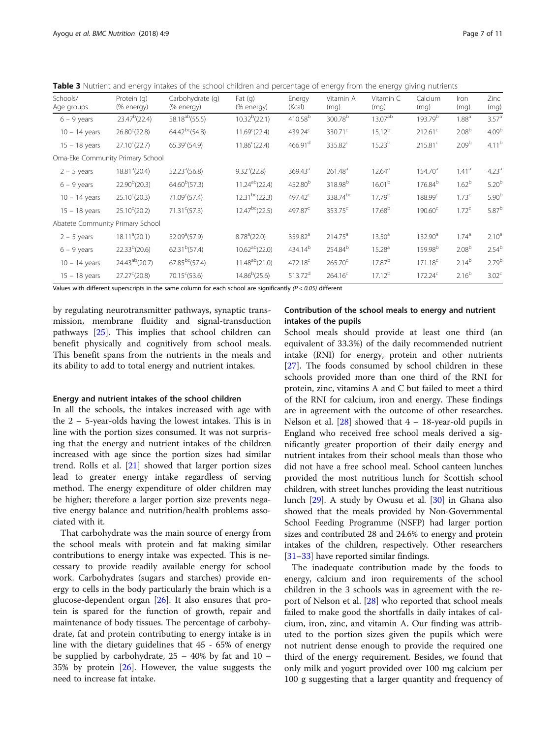**Table 3** Nutrient and energy intakes of the school children and percentage of energy from the energy giving nutrients

| Schools/ Age groups | Protein (g) (% energy) | Carbohydrate (g) (% energy) | Fat (g) (% energy) | Energy (Kcal) | Vitamin A (mg) | Vitamin C (mg) | Calcium (mg) | Iron (mg) | Zinc (mg) |
|---|---|---|---|---|---|---|---|---|---|
| 6 – 9 years | 23.47[b](22.4) | 58.18[ab](55.5) | 10.32[b](22.1) | 410.58[b] | 300.78[b] | 13.07[ab] | 193.79[b] | 1.88[a] | 3.57[a] |
| 10 – 14 years | 26.80[c](22.8) | 64.42[bc](54.8) | 11.69[c](22.4) | 439.24[c] | 330.71[c] | 15.12[b] | 212.61[c] | 2.08[b] | 4.09[b] |
| 15 – 18 years | 27.10[c](22.7) | 65.39[c](54.9) | 11.86[c](22.4) | 466.91[d] | 335.82[c] | 15.23[b] | 215.81[c] | 2.09[b] | 4.11[b] |
| Oma-Eke Community Primary School | | | | | | | | | |
| 2 – 5 years | 18.81[a](20.4) | 52.23[a](56.8) | 9.32[a](22.8) | 369.43[a] | 261.48[a] | 12.64[a] | 154.70[a] | 1.41[a] | 4.23[a] |
| 6 – 9 years | 22.90[b](20.3) | 64.60[b](57.3) | 11.24[ab](22.4) | 452.80[b] | 318.98[b] | 16.01[b] | 176.84[b] | 1.62[b] | 5.20[b] |
| 10 – 14 years | 25.10[c](20.3) | 71.09[c](57.4) | 12.31[bc](22.3) | 497.42[c] | 338.74[bc] | 17.79[b] | 188.99[c] | 1.73[c] | 5.90[b] |
| 15 – 18 years | 25.10[c](20.2) | 71.31[c](57.3) | 12.47[bc](22.5) | 497.87[c] | 353.75[c] | 17.68[b] | 190.60[c] | 1.72[c] | 5.87[b] |
| Abatete Community Primary School | | | | | | | | | |
| 2 – 5 years | 18.11[a](20.1) | 52.09[a](57.9) | 8.78[a](22.0) | 359.82[a] | 214.75[a] | 13.50[a] | 132.90[a] | 1.74[a] | 2.10[a] |
| 6 – 9 years | 22.33[b](20.6) | 62.31[b](57.4) | 10.62[ab](22.0) | 434.14[b] | 254.84[b] | 15.28[a] | 159.98[b] | 2.08[b] | 2.54[b] |
| 10 – 14 years | 24.43[ab](20.7) | 67.85[bc](57.4) | 11.48[ab](21.0) | 472.18[c] | 265.70[c] | 17.87[b] | 171.18[c] | 2.14[b] | 2.79[b] |
| 15 – 18 years | 27.27[c](20.8) | 70.15[c](53.6) | 14.86[b](25.6) | 513.72[d] | 264.16[c] | 17.12[b] | 172.24[c] | 2.16[b] | 3.02[c] |

Values with different superscripts in the same column for each school are significantly ($P < 0.05$) different

by regulating neurotransmitter pathways, synaptic transmission, membrane fluidity and signal-transduction pathways [25]. This implies that school children can benefit physically and cognitively from school meals. This benefit spans from the nutrients in the meals and its ability to add to total energy and nutrient intakes.

#### Energy and nutrient intakes of the school children

In all the schools, the intakes increased with age with the 2 – 5-year-olds having the lowest intakes. This is in line with the portion sizes consumed. It was not surprising that the energy and nutrient intakes of the children increased with age since the portion sizes had similar trend. Rolls et al. [21] showed that larger portion sizes lead to greater energy intake regardless of serving method. The energy expenditure of older children may be higher; therefore a larger portion size prevents negative energy balance and nutrition/health problems associated with it.

That carbohydrate was the main source of energy from the school meals with protein and fat making similar contributions to energy intake was expected. This is necessary to provide readily available energy for school work. Carbohydrates (sugars and starches) provide energy to cells in the body particularly the brain which is a glucose-dependent organ [26]. It also ensures that protein is spared for the function of growth, repair and maintenance of body tissues. The percentage of carbohydrate, fat and protein contributing to energy intake is in line with the dietary guidelines that 45 - 65% of energy be supplied by carbohydrate, 25 – 40% by fat and 10 – 35% by protein [26]. However, the value suggests the need to increase fat intake.

#### Contribution of the school meals to energy and nutrient intakes of the pupils

School meals should provide at least one third (an equivalent of 33.3%) of the daily recommended nutrient intake (RNI) for energy, protein and other nutrients [27]. The foods consumed by school children in these schools provided more than one third of the RNI for protein, zinc, vitamins A and C but failed to meet a third of the RNI for calcium, iron and energy. These findings are in agreement with the outcome of other researches. Nelson et al. [28] showed that 4 – 18-year-old pupils in England who received free school meals derived a significantly greater proportion of their daily energy and nutrient intakes from their school meals than those who did not have a free school meal. School canteen lunches provided the most nutritious lunch for Scottish school children, with street lunches providing the least nutritious lunch [29]. A study by Owusu et al. [30] in Ghana also showed that the meals provided by Non-Governmental School Feeding Programme (NSFP) had larger portion sizes and contributed 28 and 24.6% to energy and protein intakes of the children, respectively. Other researchers [31–33] have reported similar findings.

The inadequate contribution made by the foods to energy, calcium and iron requirements of the school children in the 3 schools was in agreement with the report of Nelson et al. [28] who reported that school meals failed to make good the shortfalls in daily intakes of calcium, iron, zinc, and vitamin A. Our finding was attributed to the portion sizes given the pupils which were not nutrient dense enough to provide the required one third of the energy requirement. Besides, we found that only milk and yogurt provided over 100 mg calcium per 100 g suggesting that a larger quantity and frequency of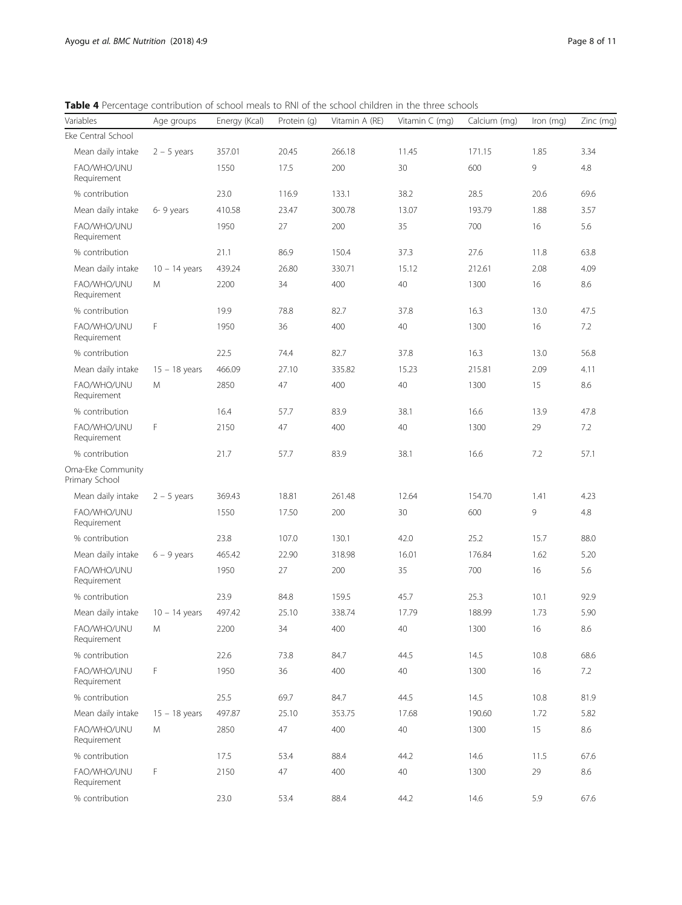**Table 4** Percentage contribution of school meals to RNI of the school children in the three schools

| Variables | Age groups | Energy (Kcal) | Protein (g) | Vitamin A (RE) | Vitamin C (mg) | Calcium (mg) | Iron (mg) | Zinc (mg) |
|---|---|---|---|---|---|---|---|---|
| Eke Central School | | | | | | | | |
| Mean daily intake | 2 – 5 years | 357.01 | 20.45 | 266.18 | 11.45 | 171.15 | 1.85 | 3.34 |
| FAO/WHO/UNU Requirement | | 1550 | 17.5 | 200 | 30 | 600 | 9 | 4.8 |
| % contribution | | 23.0 | 116.9 | 133.1 | 38.2 | 28.5 | 20.6 | 69.6 |
| Mean daily intake | 6- 9 years | 410.58 | 23.47 | 300.78 | 13.07 | 193.79 | 1.88 | 3.57 |
| FAO/WHO/UNU Requirement | | 1950 | 27 | 200 | 35 | 700 | 16 | 5.6 |
| % contribution | | 21.1 | 86.9 | 150.4 | 37.3 | 27.6 | 11.8 | 63.8 |
| Mean daily intake | 10 – 14 years | 439.24 | 26.80 | 330.71 | 15.12 | 212.61 | 2.08 | 4.09 |
| FAO/WHO/UNU Requirement | M | 2200 | 34 | 400 | 40 | 1300 | 16 | 8.6 |
| % contribution | | 19.9 | 78.8 | 82.7 | 37.8 | 16.3 | 13.0 | 47.5 |
| FAO/WHO/UNU Requirement | F | 1950 | 36 | 400 | 40 | 1300 | 16 | 7.2 |
| % contribution | | 22.5 | 74.4 | 82.7 | 37.8 | 16.3 | 13.0 | 56.8 |
| Mean daily intake | 15 – 18 years | 466.09 | 27.10 | 335.82 | 15.23 | 215.81 | 2.09 | 4.11 |
| FAO/WHO/UNU Requirement | M | 2850 | 47 | 400 | 40 | 1300 | 15 | 8.6 |
| % contribution | | 16.4 | 57.7 | 83.9 | 38.1 | 16.6 | 13.9 | 47.8 |
| FAO/WHO/UNU Requirement | F | 2150 | 47 | 400 | 40 | 1300 | 29 | 7.2 |
| % contribution | | 21.7 | 57.7 | 83.9 | 38.1 | 16.6 | 7.2 | 57.1 |
| Oma-Eke Community Primary School | | | | | | | | |
| Mean daily intake | 2 – 5 years | 369.43 | 18.81 | 261.48 | 12.64 | 154.70 | 1.41 | 4.23 |
| FAO/WHO/UNU Requirement | | 1550 | 17.50 | 200 | 30 | 600 | 9 | 4.8 |
| % contribution | | 23.8 | 107.0 | 130.1 | 42.0 | 25.2 | 15.7 | 88.0 |
| Mean daily intake | 6 – 9 years | 465.42 | 22.90 | 318.98 | 16.01 | 176.84 | 1.62 | 5.20 |
| FAO/WHO/UNU Requirement | | 1950 | 27 | 200 | 35 | 700 | 16 | 5.6 |
| % contribution | | 23.9 | 84.8 | 159.5 | 45.7 | 25.3 | 10.1 | 92.9 |
| Mean daily intake | 10 – 14 years | 497.42 | 25.10 | 338.74 | 17.79 | 188.99 | 1.73 | 5.90 |
| FAO/WHO/UNU Requirement | M | 2200 | 34 | 400 | 40 | 1300 | 16 | 8.6 |
| % contribution | | 22.6 | 73.8 | 84.7 | 44.5 | 14.5 | 10.8 | 68.6 |
| FAO/WHO/UNU Requirement | F | 1950 | 36 | 400 | 40 | 1300 | 16 | 7.2 |
| % contribution | | 25.5 | 69.7 | 84.7 | 44.5 | 14.5 | 10.8 | 81.9 |
| Mean daily intake | 15 – 18 years | 497.87 | 25.10 | 353.75 | 17.68 | 190.60 | 1.72 | 5.82 |
| FAO/WHO/UNU Requirement | M | 2850 | 47 | 400 | 40 | 1300 | 15 | 8.6 |
| % contribution | | 17.5 | 53.4 | 88.4 | 44.2 | 14.6 | 11.5 | 67.6 |
| FAO/WHO/UNU Requirement | F | 2150 | 47 | 400 | 40 | 1300 | 29 | 8.6 |
| % contribution | | 23.0 | 53.4 | 88.4 | 44.2 | 14.6 | 5.9 | 67.6 |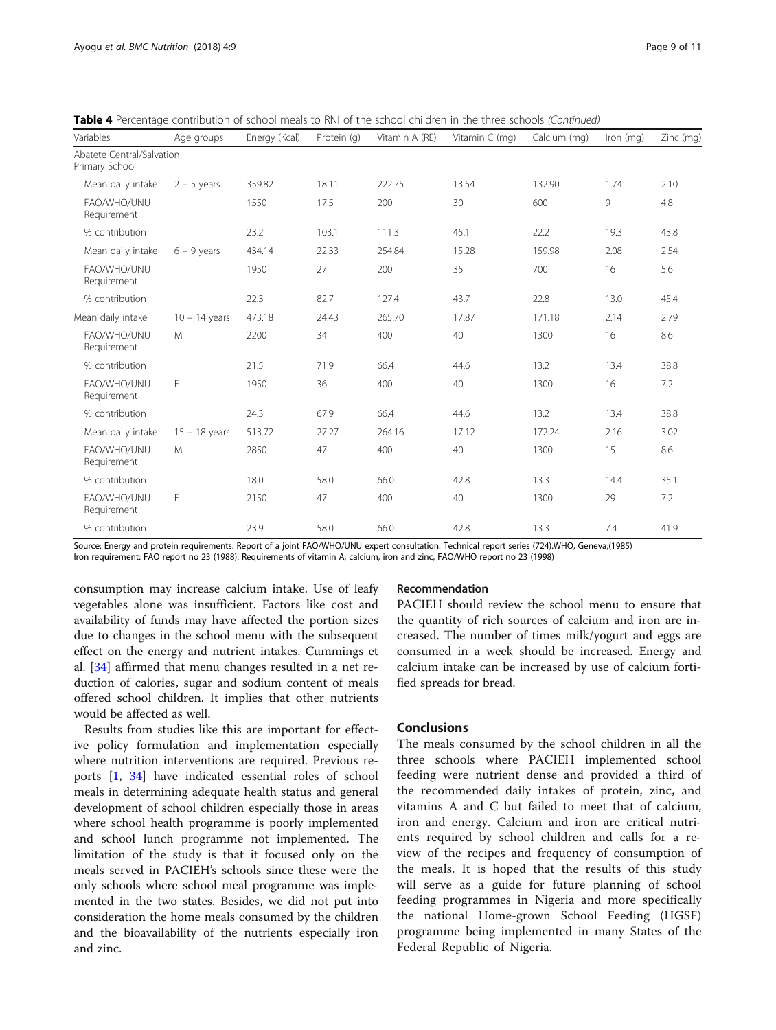**Table 4** Percentage contribution of school meals to RNI of the school children in the three schools *(Continued)*

| Variables | Age groups | Energy (Kcal) | Protein (g) | Vitamin A (RE) | Vitamin C (mg) | Calcium (mg) | Iron (mg) | Zinc (mg) |
|---|---|---|---|---|---|---|---|---|
| Abatete Central/Salvation Primary School | | | | | | | | |
| Mean daily intake | 2 – 5 years | 359.82 | 18.11 | 222.75 | 13.54 | 132.90 | 1.74 | 2.10 |
| FAO/WHO/UNU Requirement | | 1550 | 17.5 | 200 | 30 | 600 | 9 | 4.8 |
| % contribution | | 23.2 | 103.1 | 111.3 | 45.1 | 22.2 | 19.3 | 43.8 |
| Mean daily intake | 6 – 9 years | 434.14 | 22.33 | 254.84 | 15.28 | 159.98 | 2.08 | 2.54 |
| FAO/WHO/UNU Requirement | | 1950 | 27 | 200 | 35 | 700 | 16 | 5.6 |
| % contribution | | 22.3 | 82.7 | 127.4 | 43.7 | 22.8 | 13.0 | 45.4 |
| Mean daily intake | 10 – 14 years | 473.18 | 24.43 | 265.70 | 17.87 | 171.18 | 2.14 | 2.79 |
| FAO/WHO/UNU Requirement | M | 2200 | 34 | 400 | 40 | 1300 | 16 | 8.6 |
| % contribution | | 21.5 | 71.9 | 66.4 | 44.6 | 13.2 | 13.4 | 38.8 |
| FAO/WHO/UNU Requirement | F | 1950 | 36 | 400 | 40 | 1300 | 16 | 7.2 |
| % contribution | | 24.3 | 67.9 | 66.4 | 44.6 | 13.2 | 13.4 | 38.8 |
| Mean daily intake | 15 – 18 years | 513.72 | 27.27 | 264.16 | 17.12 | 172.24 | 2.16 | 3.02 |
| FAO/WHO/UNU Requirement | M | 2850 | 47 | 400 | 40 | 1300 | 15 | 8.6 |
| % contribution | | 18.0 | 58.0 | 66.0 | 42.8 | 13.3 | 14.4 | 35.1 |
| FAO/WHO/UNU Requirement | F | 2150 | 47 | 400 | 40 | 1300 | 29 | 7.2 |
| % contribution | | 23.9 | 58.0 | 66.0 | 42.8 | 13.3 | 7.4 | 41.9 |

Source: Energy and protein requirements: Report of a joint FAO/WHO/UNU expert consultation. Technical report series (724).WHO, Geneva,(1985)
Iron requirement: FAO report no 23 (1988). Requirements of vitamin A, calcium, iron and zinc, FAO/WHO report no 23 (1998)

consumption may increase calcium intake. Use of leafy vegetables alone was insufficient. Factors like cost and availability of funds may have affected the portion sizes due to changes in the school menu with the subsequent effect on the energy and nutrient intakes. Cummings et al. [34] affirmed that menu changes resulted in a net reduction of calories, sugar and sodium content of meals offered school children. It implies that other nutrients would be affected as well.

Results from studies like this are important for effective policy formulation and implementation especially where nutrition interventions are required. Previous reports [1, 34] have indicated essential roles of school meals in determining adequate health status and general development of school children especially those in areas where school health programme is poorly implemented and school lunch programme not implemented. The limitation of the study is that it focused only on the meals served in PACIEH's schools since these were the only schools where school meal programme was implemented in the two states. Besides, we did not put into consideration the home meals consumed by the children and the bioavailability of the nutrients especially iron and zinc.

### Recommendation

PACIEH should review the school menu to ensure that the quantity of rich sources of calcium and iron are increased. The number of times milk/yogurt and eggs are consumed in a week should be increased. Energy and calcium intake can be increased by use of calcium fortified spreads for bread.

## Conclusions

The meals consumed by the school children in all the three schools where PACIEH implemented school feeding were nutrient dense and provided a third of the recommended daily intakes of protein, zinc, and vitamins A and C but failed to meet that of calcium, iron and energy. Calcium and iron are critical nutrients required by school children and calls for a review of the recipes and frequency of consumption of the meals. It is hoped that the results of this study will serve as a guide for future planning of school feeding programmes in Nigeria and more specifically the national Home-grown School Feeding (HGSF) programme being implemented in many States of the Federal Republic of Nigeria.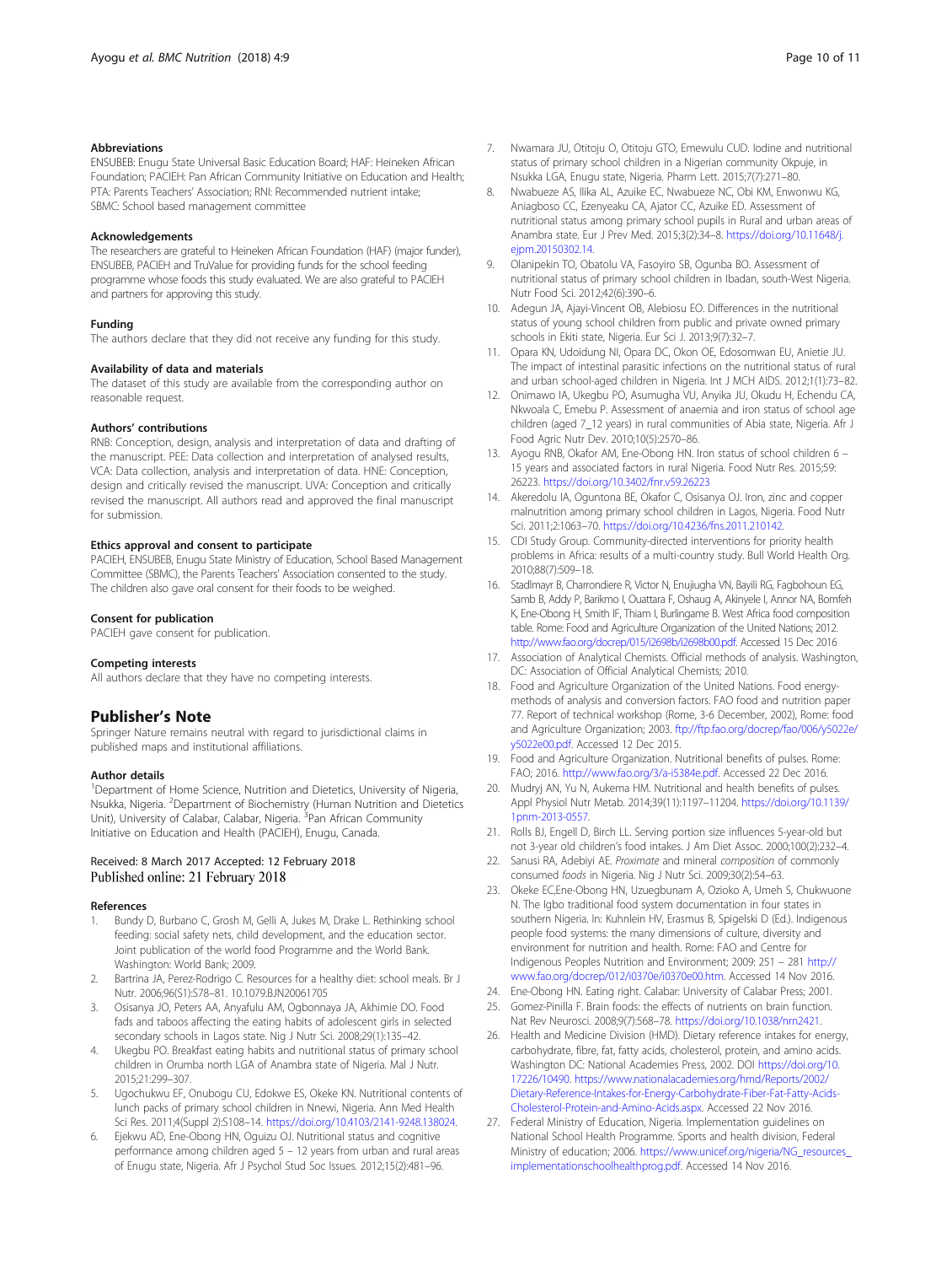### Abbreviations

ENSUBEB: Enugu State Universal Basic Education Board; HAF: Heineken African Foundation; PACIEH: Pan African Community Initiative on Education and Health; PTA: Parents Teachers' Association; RNI: Recommended nutrient intake; SBMC: School based management committee

### Acknowledgements

The researchers are grateful to Heineken African Foundation (HAF) (major funder), ENSUBEB, PACIEH and TruValue for providing funds for the school feeding programme whose foods this study evaluated. We are also grateful to PACIEH and partners for approving this study.

### Funding

The authors declare that they did not receive any funding for this study.

### Availability of data and materials

The dataset of this study are available from the corresponding author on reasonable request.

### Authors' contributions

RNB: Conception, design, analysis and interpretation of data and drafting of the manuscript. PEE: Data collection and interpretation of analysed results, VCA: Data collection, analysis and interpretation of data. HNE: Conception, design and critically revised the manuscript. UVA: Conception and critically revised the manuscript. All authors read and approved the final manuscript for submission.

### Ethics approval and consent to participate

PACIEH, ENSUBEB, Enugu State Ministry of Education, School Based Management Committee (SBMC), the Parents Teachers' Association consented to the study. The children also gave oral consent for their foods to be weighed.

### Consent for publication

PACIEH gave consent for publication.

### Competing interests

All authors declare that they have no competing interests.

## Publisher's Note

Springer Nature remains neutral with regard to jurisdictional claims in published maps and institutional affiliations.

### Author details

[1]Department of Home Science, Nutrition and Dietetics, University of Nigeria, Nsukka, Nigeria. [2]Department of Biochemistry (Human Nutrition and Dietetics Unit), University of Calabar, Calabar, Nigeria. [3]Pan African Community Initiative on Education and Health (PACIEH), Enugu, Canada.

Received: 8 March 2017 Accepted: 12 February 2018
Published online: 21 February 2018

### References

1. Bundy D, Burbano C, Grosh M, Gelli A, Jukes M, Drake L. Rethinking school feeding: social safety nets, child development, and the education sector. Joint publication of the world food Programme and the World Bank. Washington: World Bank; 2009.
2. Bartrina JA, Perez-Rodrigo C. Resources for a healthy diet: school meals. Br J Nutr. 2006;96(S1):S78–81. 10.1079.BJN20061705
3. Osisanya JO, Peters AA, Anyafulu AM, Ogbonnaya JA, Akhimie DO. Food fads and taboos affecting the eating habits of adolescent girls in selected secondary schools in Lagos state. Nig J Nutr Sci. 2008;29(1):135–42.
4. Ukegbu PO. Breakfast eating habits and nutritional status of primary school children in Orumba north LGA of Anambra state of Nigeria. Mal J Nutr. 2015;21:299–307.
5. Ugochukwu EF, Onubogu CU, Edokwe ES, Okeke KN. Nutritional contents of lunch packs of primary school children in Nnewi, Nigeria. Ann Med Health Sci Res. 2011;4(Suppl 2):S108–14. https://doi.org/10.4103/2141-9248.138024.
6. Ejekwu AD, Ene-Obong HN, Oguizu OJ. Nutritional status and cognitive performance among children aged 5 – 12 years from urban and rural areas of Enugu state, Nigeria. Afr J Psychol Stud Soc Issues. 2012;15(2):481–96.
7. Nwamara JU, Otitoju O, Otitoju GTO, Emewulu CUD. Iodine and nutritional status of primary school children in a Nigerian community Okpuje, in Nsukka LGA, Enugu state, Nigeria. Pharm Lett. 2015;7(7):271–80.
8. Nwabueze AS, Ilika AL, Azuike EC, Nwabueze NC, Obi KM, Enwonwu KG, Aniagboso CC, Ezenyeaku CA, Ajator CC, Azuike ED. Assessment of nutritional status among primary school pupils in Rural and urban areas of Anambra state. Eur J Prev Med. 2015;3(2):34–8. https://doi.org/10.11648/j.ejpm.20150302.14.
9. Olanipekin TO, Obatolu VA, Fasoyiro SB, Ogunba BO. Assessment of nutritional status of primary school children in Ibadan, south-West Nigeria. Nutr Food Sci. 2012;42(6):390–6.
10. Adegun JA, Ajayi-Vincent OB, Alebiosu EO. Differences in the nutritional status of young school children from public and private owned primary schools in Ekiti state, Nigeria. Eur Sci J. 2013;9(7):32–7.
11. Opara KN, Udoidung NI, Opara DC, Okon OE, Edosomwan EU, Anietie JU. The impact of intestinal parasitic infections on the nutritional status of rural and urban school-aged children in Nigeria. Int J MCH AIDS. 2012;1(1):73–82.
12. Onimawo IA, Ukegbu PO, Asumugha VU, Anyika JU, Okudu H, Echendu CA, Nkwoala C, Emebu P. Assessment of anaemia and iron status of school age children (aged 7_12 years) in rural communities of Abia state, Nigeria. Afr J Food Agric Nutr Dev. 2010;10(5):2570–86.
13. Ayogu RNB, Okafor AM, Ene-Obong HN. Iron status of school children 6 – 15 years and associated factors in rural Nigeria. Food Nutr Res. 2015;59: 26223. https://doi.org/10.3402/fnr.v59.26223
14. Akeredolu IA, Oguntona BE, Okafor C, Osisanya OJ. Iron, zinc and copper malnutrition among primary school children in Lagos, Nigeria. Food Nutr Sci. 2011;2:1063–70. https://doi.org/10.4236/fns.2011.210142.
15. CDI Study Group. Community-directed interventions for priority health problems in Africa: results of a multi-country study. Bull World Health Org. 2010;88(7):509–18.
16. Stadlmayr B, Charrondiere R, Victor N, Enujiugha VN, Bayili RG, Fagbohoun EG, Samb B, Addy P, Barikmo I, Ouattara F, Oshaug A, Akinyele I, Annor NA, Bomfeh K, Ene-Obong H, Smith IF, Thiam I, Burlingame B. West Africa food composition table. Rome: Food and Agriculture Organization of the United Nations; 2012. http://www.fao.org/docrep/015/i2698b/i2698b00.pdf. Accessed 15 Dec 2016
17. Association of Analytical Chemists. Official methods of analysis. Washington, DC: Association of Official Analytical Chemists; 2010.
18. Food and Agriculture Organization of the United Nations. Food energy-methods of analysis and conversion factors. FAO food and nutrition paper 77. Report of technical workshop (Rome, 3-6 December, 2002), Rome: food and Agriculture Organization; 2003. ftp://ftp.fao.org/docrep/fao/006/y5022e/y5022e00.pdf. Accessed 12 Dec 2015.
19. Food and Agriculture Organization. Nutritional benefits of pulses. Rome: FAO; 2016. http://www.fao.org/3/a-i5384e.pdf. Accessed 22 Dec 2016.
20. Mudryj AN, Yu N, Aukema HM. Nutritional and health benefits of pulses. Appl Physiol Nutr Metab. 2014;39(11):1197–11204. https://doi.org/10.1139/1pnm-2013-0557.
21. Rolls BJ, Engell D, Birch LL. Serving portion size influences 5-year-old but not 3-year old children's food intakes. J Am Diet Assoc. 2000;100(2):232–4.
22. Sanusi RA, Adebiyi AE. *Proximate* and mineral *composition* of commonly consumed *foods* in Nigeria. Nig J Nutr Sci. 2009;30(2):54–63.
23. Okeke EC,Ene-Obong HN, Uzuegbunam A, Ozioko A, Umeh S, Chukwuone N. The Igbo traditional food system documentation in four states in southern Nigeria. In: Kuhnlein HV, Erasmus B, Spigelski D (Ed.). Indigenous people food systems: the many dimensions of culture, diversity and environment for nutrition and health. Rome: FAO and Centre for Indigenous Peoples Nutrition and Environment; 2009: 251 – 281 http://www.fao.org/docrep/012/i0370e/i0370e00.htm. Accessed 14 Nov 2016.
24. Ene-Obong HN. Eating right. Calabar: University of Calabar Press; 2001.
25. Gomez-Pinilla F. Brain foods: the effects of nutrients on brain function. Nat Rev Neurosci. 2008;9(7):568–78. https://doi.org/10.1038/nrn2421.
26. Health and Medicine Division (HMD). Dietary reference intakes for energy, carbohydrate, fibre, fat, fatty acids, cholesterol, protein, and amino acids. Washington DC: National Academies Press, 2002. DOI https://doi.org/10.17226/10490. https://www.nationalacademies.org/hmd/Reports/2002/Dietary-Reference-Intakes-for-Energy-Carbohydrate-Fiber-Fat-Fatty-Acids-Cholesterol-Protein-and-Amino-Acids.aspx. Accessed 22 Nov 2016.
27. Federal Ministry of Education, Nigeria. Implementation guidelines on National School Health Programme. Sports and health division, Federal Ministry of education; 2006. https://www.unicef.org/nigeria/NG_resources_implementationschoolhealthprog.pdf. Accessed 14 Nov 2016.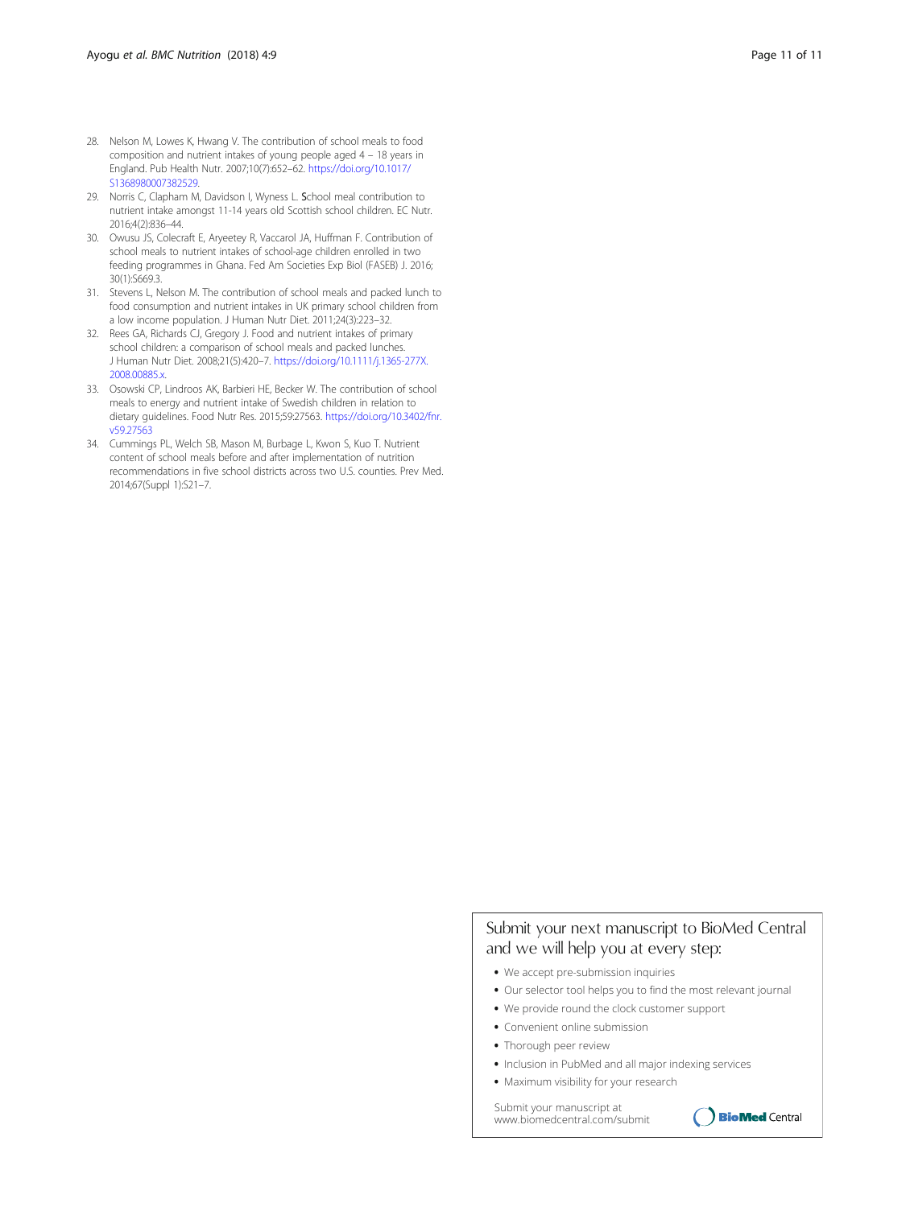28. Nelson M, Lowes K, Hwang V. The contribution of school meals to food composition and nutrient intakes of young people aged 4 – 18 years in England. Pub Health Nutr. 2007;10(7):652–62. https://doi.org/10.1017/S1368980007382529.
29. Norris C, Clapham M, Davidson I, Wyness L. School meal contribution to nutrient intake amongst 11-14 years old Scottish school children. EC Nutr. 2016;4(2):836–44.
30. Owusu JS, Colecraft E, Aryeetey R, Vaccarol JA, Huffman F. Contribution of school meals to nutrient intakes of school-age children enrolled in two feeding programmes in Ghana. Fed Am Societies Exp Biol (FASEB) J. 2016; 30(1):S669.3.
31. Stevens L, Nelson M. The contribution of school meals and packed lunch to food consumption and nutrient intakes in UK primary school children from a low income population. J Human Nutr Diet. 2011;24(3):223–32.
32. Rees GA, Richards CJ, Gregory J. Food and nutrient intakes of primary school children: a comparison of school meals and packed lunches. J Human Nutr Diet. 2008;21(5):420–7. https://doi.org/10.1111/j.1365-277X.2008.00885.x.
33. Osowski CP, Lindroos AK, Barbieri HE, Becker W. The contribution of school meals to energy and nutrient intake of Swedish children in relation to dietary guidelines. Food Nutr Res. 2015;59:27563. https://doi.org/10.3402/fnr.v59.27563
34. Cummings PL, Welch SB, Mason M, Burbage L, Kwon S, Kuo T. Nutrient content of school meals before and after implementation of nutrition recommendations in five school districts across two U.S. counties. Prev Med. 2014;67(Suppl 1):S21–7.